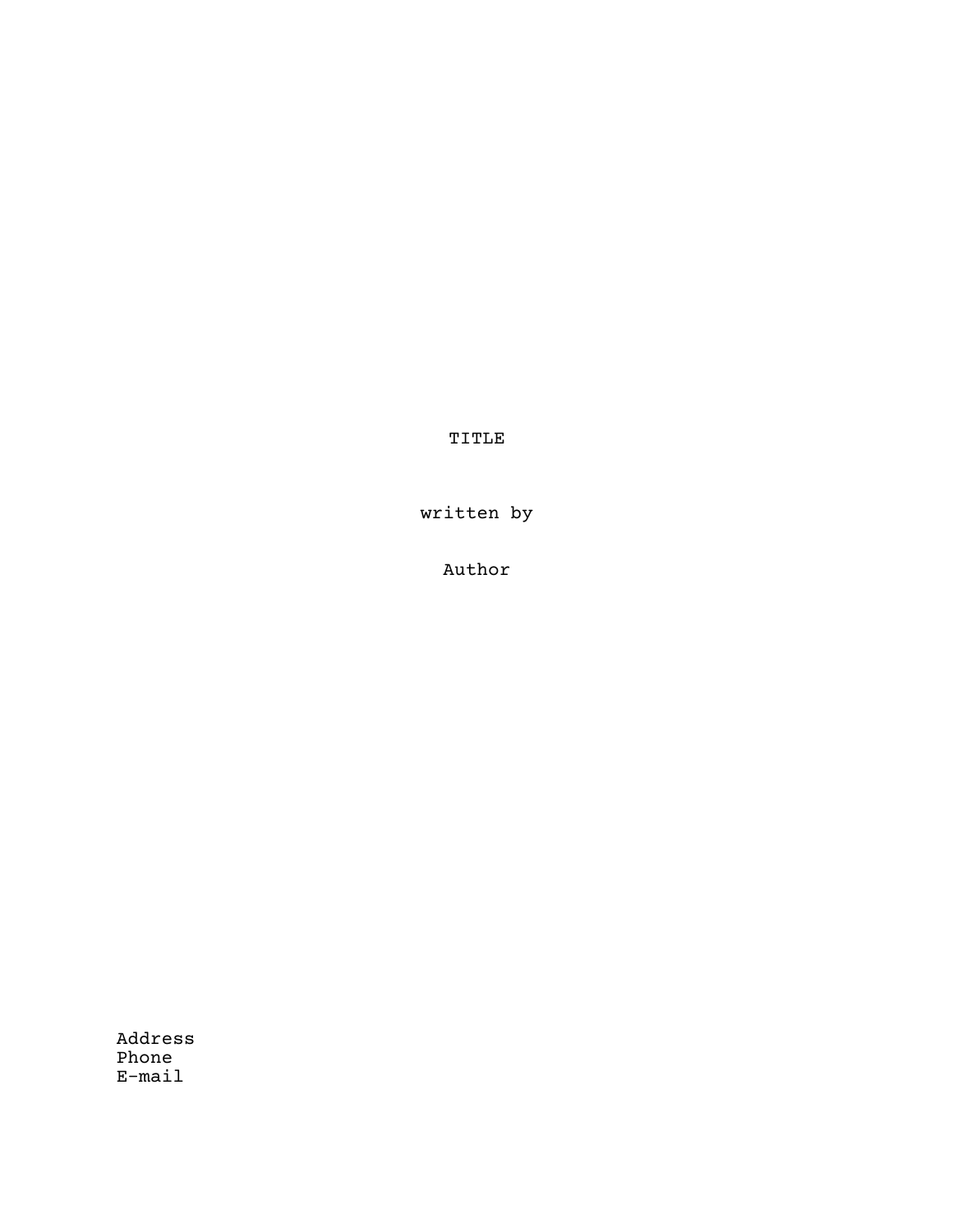TITLE

written by

Author

Address
Phone
E-mail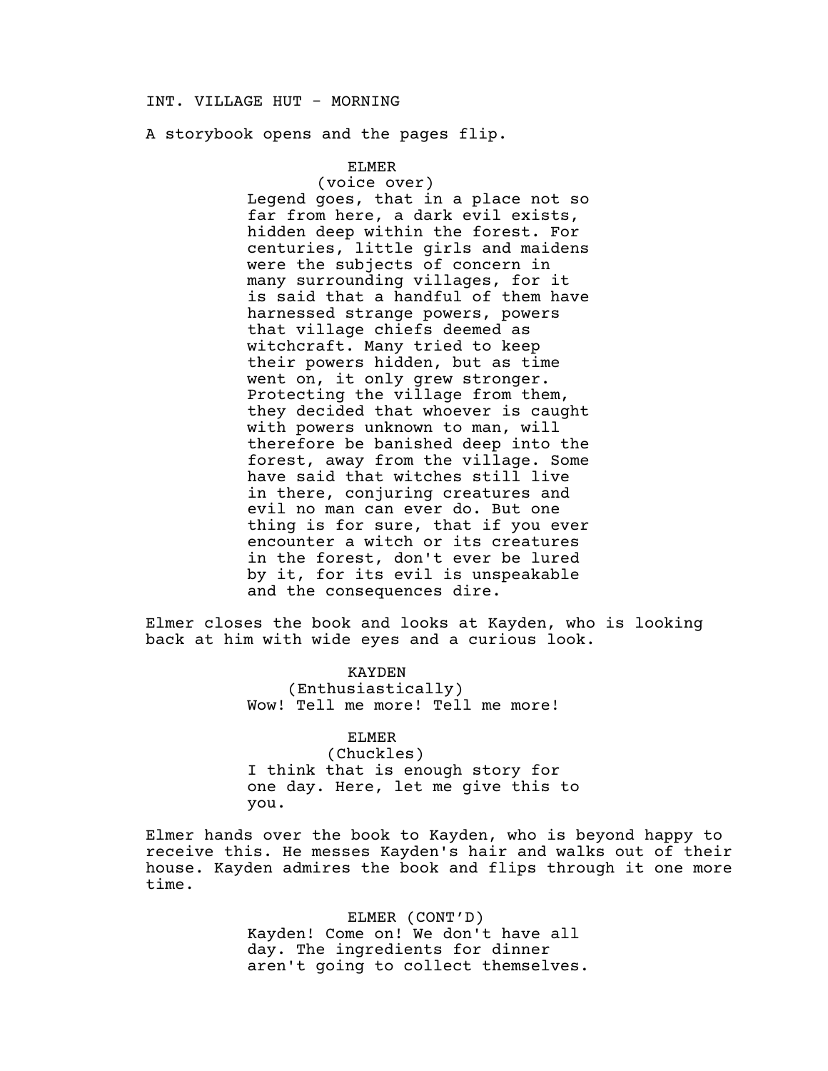INT. VILLAGE HUT - MORNING

A storybook opens and the pages flip.

ELMER
(voice over)
Legend goes, that in a place not so far from here, a dark evil exists, hidden deep within the forest. For centuries, little girls and maidens were the subjects of concern in many surrounding villages, for it is said that a handful of them have harnessed strange powers, powers that village chiefs deemed as witchcraft. Many tried to keep their powers hidden, but as time went on, it only grew stronger. Protecting the village from them, they decided that whoever is caught with powers unknown to man, will therefore be banished deep into the forest, away from the village. Some have said that witches still live in there, conjuring creatures and evil no man can ever do. But one thing is for sure, that if you ever encounter a witch or its creatures in the forest, don't ever be lured by it, for its evil is unspeakable and the consequences dire.

Elmer closes the book and looks at Kayden, who is looking back at him with wide eyes and a curious look.

KAYDEN
(Enthusiastically)
Wow! Tell me more! Tell me more!

ELMER
(Chuckles)
I think that is enough story for one day. Here, let me give this to you.

Elmer hands over the book to Kayden, who is beyond happy to receive this. He messes Kayden's hair and walks out of their house. Kayden admires the book and flips through it one more time.

ELMER (CONT'D)
Kayden! Come on! We don't have all day. The ingredients for dinner aren't going to collect themselves.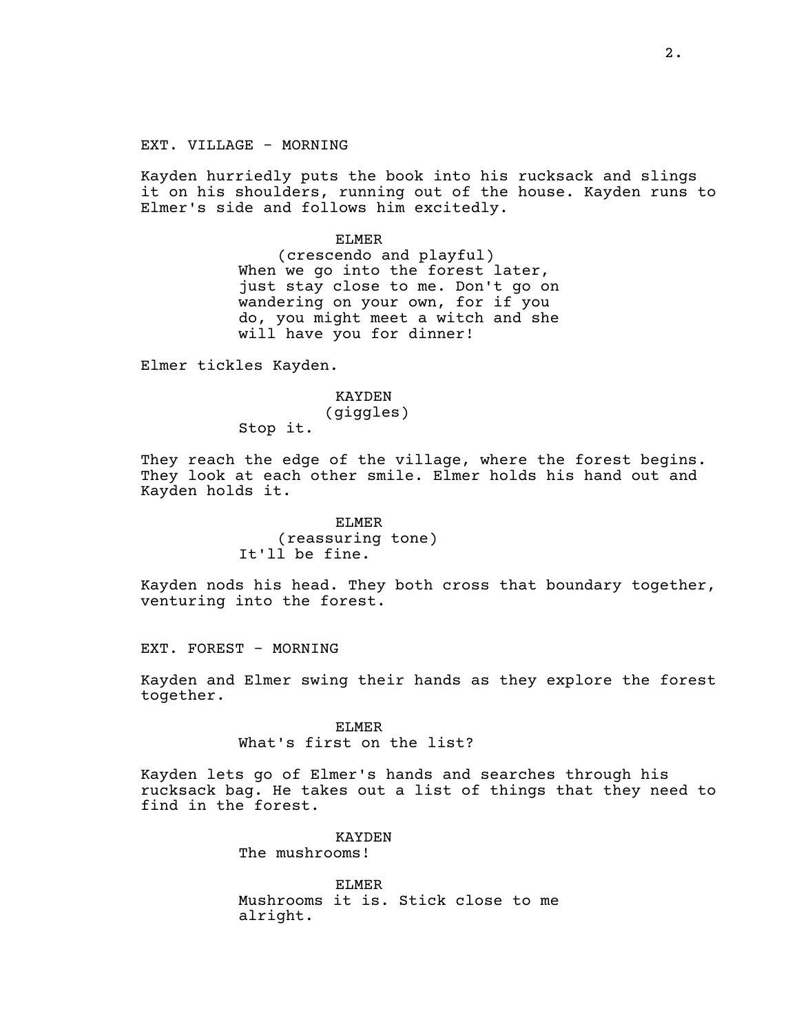EXT. VILLAGE - MORNING

Kayden hurriedly puts the book into his rucksack and slings it on his shoulders, running out of the house. Kayden runs to Elmer's side and follows him excitedly.

ELMER
(crescendo and playful)
When we go into the forest later, just stay close to me. Don't go on wandering on your own, for if you do, you might meet a witch and she will have you for dinner!

Elmer tickles Kayden.

KAYDEN
(giggles)
Stop it.

They reach the edge of the village, where the forest begins. They look at each other smile. Elmer holds his hand out and Kayden holds it.

ELMER
(reassuring tone)
It'll be fine.

Kayden nods his head. They both cross that boundary together, venturing into the forest.

EXT. FOREST - MORNING

Kayden and Elmer swing their hands as they explore the forest together.

ELMER
What's first on the list?

Kayden lets go of Elmer's hands and searches through his rucksack bag. He takes out a list of things that they need to find in the forest.

KAYDEN
The mushrooms!

ELMER
Mushrooms it is. Stick close to me alright.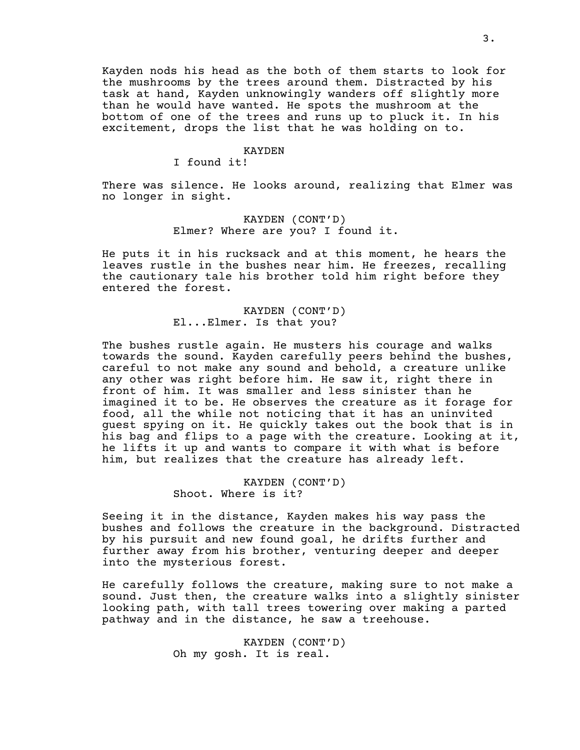Kayden nods his head as the both of them starts to look for the mushrooms by the trees around them. Distracted by his task at hand, Kayden unknowingly wanders off slightly more than he would have wanted. He spots the mushroom at the bottom of one of the trees and runs up to pluck it. In his excitement, drops the list that he was holding on to.

KAYDEN
I found it!

There was silence. He looks around, realizing that Elmer was no longer in sight.

KAYDEN (CONT'D)
Elmer? Where are you? I found it.

He puts it in his rucksack and at this moment, he hears the leaves rustle in the bushes near him. He freezes, recalling the cautionary tale his brother told him right before they entered the forest.

KAYDEN (CONT'D)
El...Elmer. Is that you?

The bushes rustle again. He musters his courage and walks towards the sound. Kayden carefully peers behind the bushes, careful to not make any sound and behold, a creature unlike any other was right before him. He saw it, right there in front of him. It was smaller and less sinister than he imagined it to be. He observes the creature as it forage for food, all the while not noticing that it has an uninvited guest spying on it. He quickly takes out the book that is in his bag and flips to a page with the creature. Looking at it, he lifts it up and wants to compare it with what is before him, but realizes that the creature has already left.

KAYDEN (CONT'D)
Shoot. Where is it?

Seeing it in the distance, Kayden makes his way pass the bushes and follows the creature in the background. Distracted by his pursuit and new found goal, he drifts further and further away from his brother, venturing deeper and deeper into the mysterious forest.

He carefully follows the creature, making sure to not make a sound. Just then, the creature walks into a slightly sinister looking path, with tall trees towering over making a parted pathway and in the distance, he saw a treehouse.

KAYDEN (CONT'D)
Oh my gosh. It is real.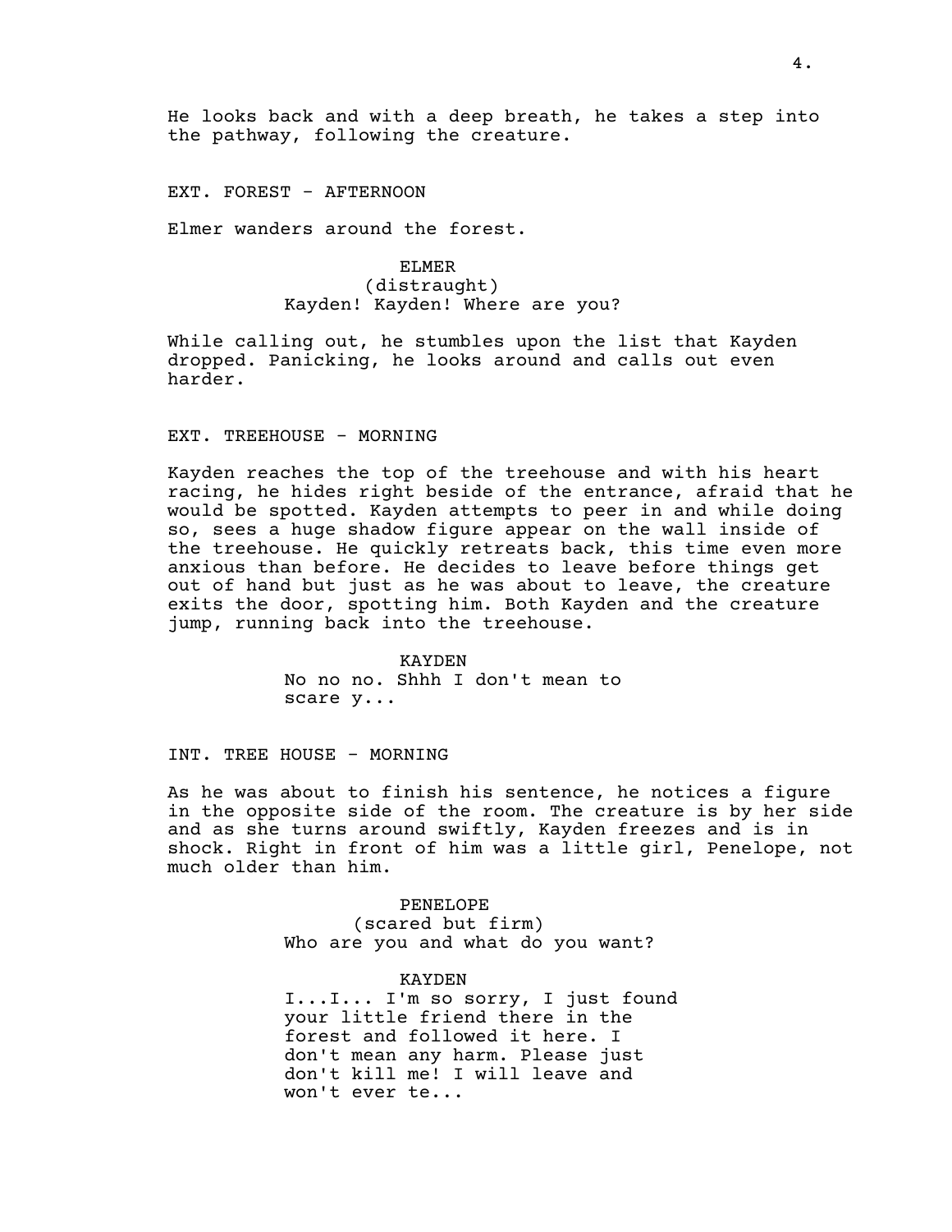He looks back and with a deep breath, he takes a step into the pathway, following the creature.

EXT. FOREST - AFTERNOON

Elmer wanders around the forest.

ELMER
(distraught)
Kayden! Kayden! Where are you?

While calling out, he stumbles upon the list that Kayden dropped. Panicking, he looks around and calls out even harder.

EXT. TREEHOUSE - MORNING

Kayden reaches the top of the treehouse and with his heart racing, he hides right beside of the entrance, afraid that he would be spotted. Kayden attempts to peer in and while doing so, sees a huge shadow figure appear on the wall inside of the treehouse. He quickly retreats back, this time even more anxious than before. He decides to leave before things get out of hand but just as he was about to leave, the creature exits the door, spotting him. Both Kayden and the creature jump, running back into the treehouse.

KAYDEN
No no no. Shhh I don't mean to scare y...

INT. TREE HOUSE - MORNING

As he was about to finish his sentence, he notices a figure in the opposite side of the room. The creature is by her side and as she turns around swiftly, Kayden freezes and is in shock. Right in front of him was a little girl, Penelope, not much older than him.

PENELOPE
(scared but firm)
Who are you and what do you want?

KAYDEN
I...I... I'm so sorry, I just found your little friend there in the forest and followed it here. I don't mean any harm. Please just don't kill me! I will leave and won't ever te...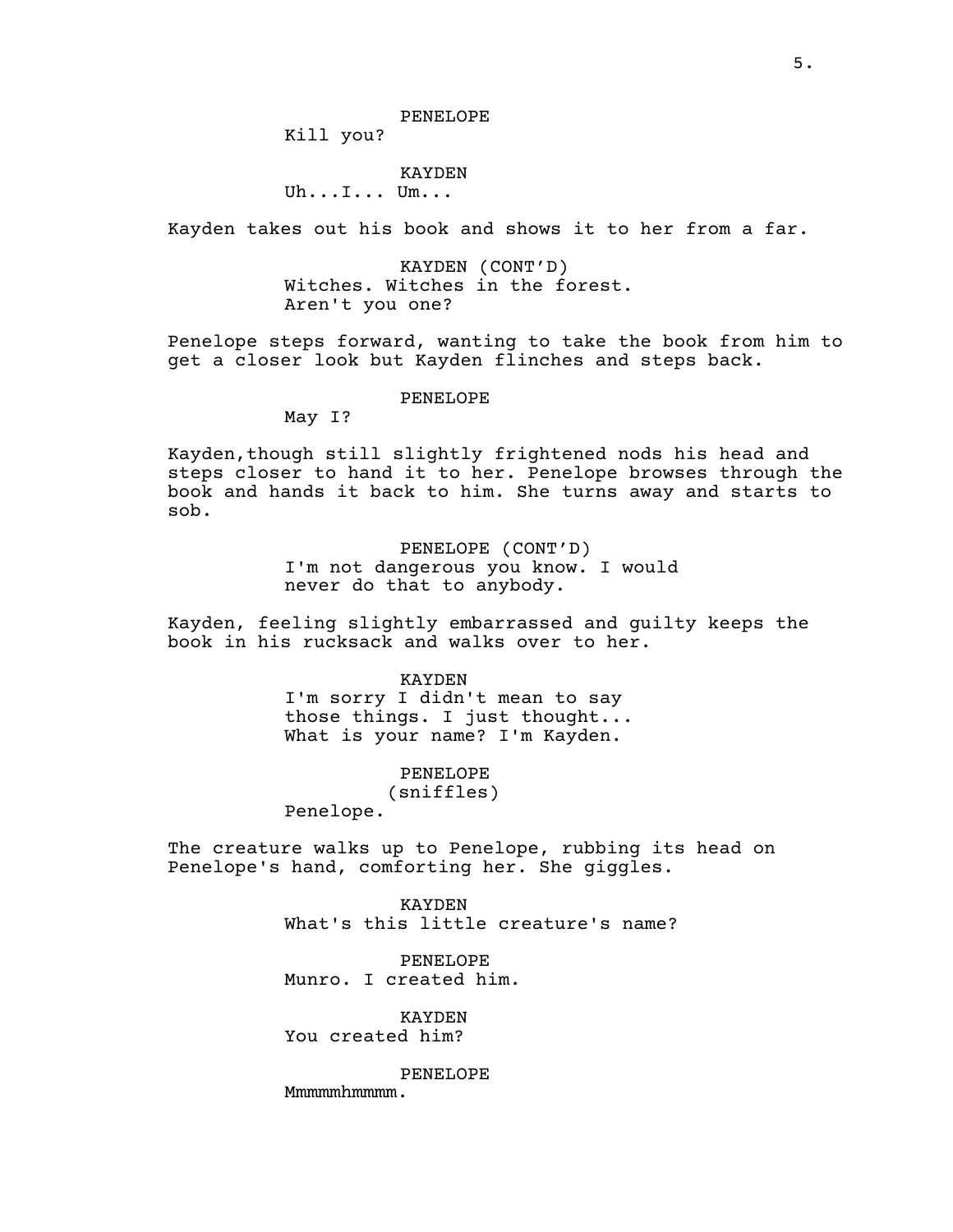PENELOPE
Kill you?

KAYDEN
Uh...I... Um...

Kayden takes out his book and shows it to her from a far.

KAYDEN (CONT'D)
Witches. Witches in the forest.
Aren't you one?

Penelope steps forward, wanting to take the book from him to get a closer look but Kayden flinches and steps back.

PENELOPE
May I?

Kayden,though still slightly frightened nods his head and steps closer to hand it to her. Penelope browses through the book and hands it back to him. She turns away and starts to sob.

PENELOPE (CONT'D)
I'm not dangerous you know. I would
never do that to anybody.

Kayden, feeling slightly embarrassed and guilty keeps the book in his rucksack and walks over to her.

KAYDEN
I'm sorry I didn't mean to say
those things. I just thought...
What is your name? I'm Kayden.

PENELOPE
(sniffles)
Penelope.

The creature walks up to Penelope, rubbing its head on Penelope's hand, comforting her. She giggles.

KAYDEN
What's this little creature's name?

PENELOPE
Munro. I created him.

KAYDEN
You created him?

PENELOPE
Mmmmmhmmmm.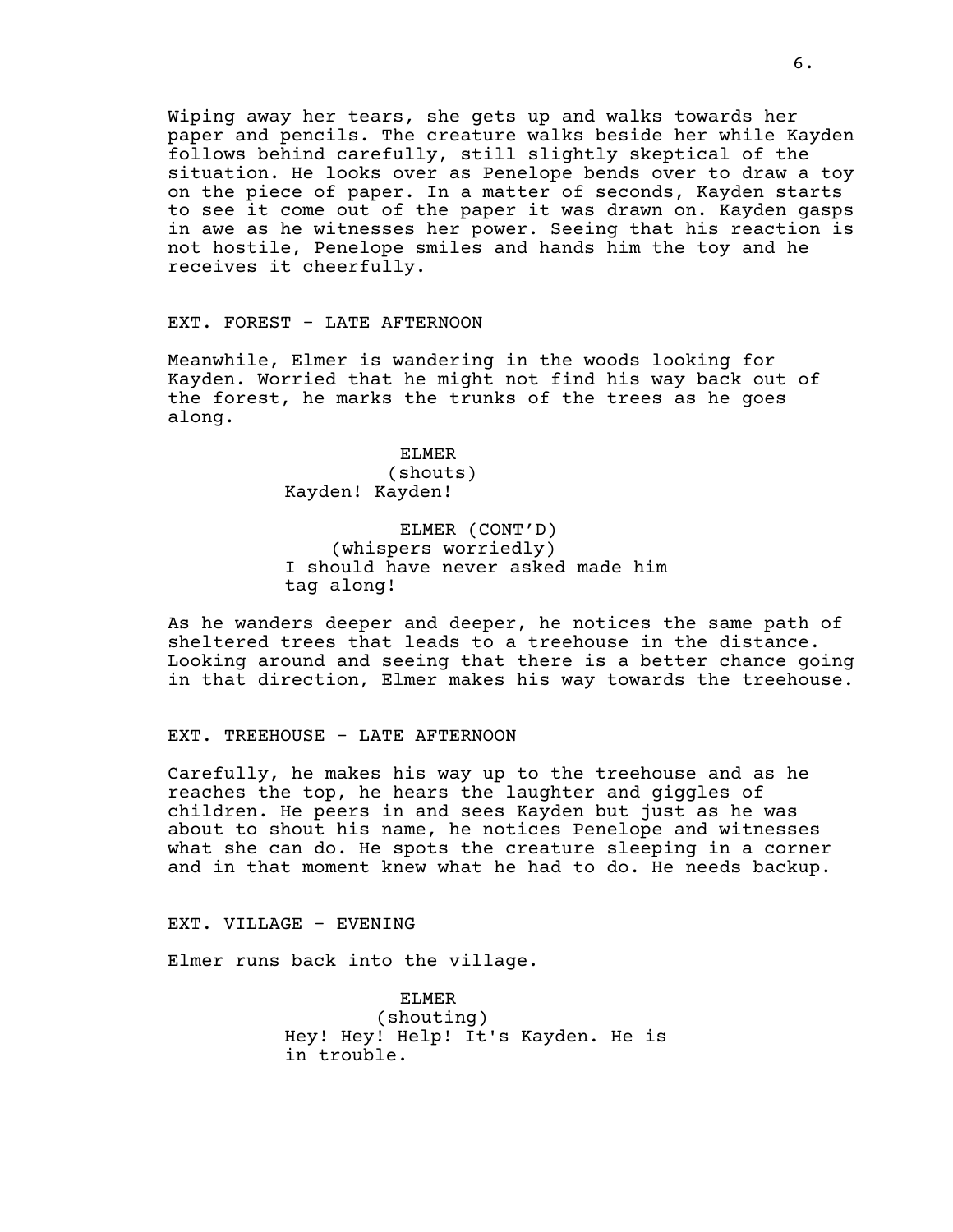Wiping away her tears, she gets up and walks towards her paper and pencils. The creature walks beside her while Kayden follows behind carefully, still slightly skeptical of the situation. He looks over as Penelope bends over to draw a toy on the piece of paper. In a matter of seconds, Kayden starts to see it come out of the paper it was drawn on. Kayden gasps in awe as he witnesses her power. Seeing that his reaction is not hostile, Penelope smiles and hands him the toy and he receives it cheerfully.

EXT. FOREST - LATE AFTERNOON

Meanwhile, Elmer is wandering in the woods looking for Kayden. Worried that he might not find his way back out of the forest, he marks the trunks of the trees as he goes along.

ELMER
(shouts)
Kayden! Kayden!

ELMER (CONT'D)
(whispers worriedly)
I should have never asked made him tag along!

As he wanders deeper and deeper, he notices the same path of sheltered trees that leads to a treehouse in the distance. Looking around and seeing that there is a better chance going in that direction, Elmer makes his way towards the treehouse.

EXT. TREEHOUSE - LATE AFTERNOON

Carefully, he makes his way up to the treehouse and as he reaches the top, he hears the laughter and giggles of children. He peers in and sees Kayden but just as he was about to shout his name, he notices Penelope and witnesses what she can do. He spots the creature sleeping in a corner and in that moment knew what he had to do. He needs backup.

EXT. VILLAGE - EVENING

Elmer runs back into the village.

ELMER
(shouting)
Hey! Hey! Help! It's Kayden. He is in trouble.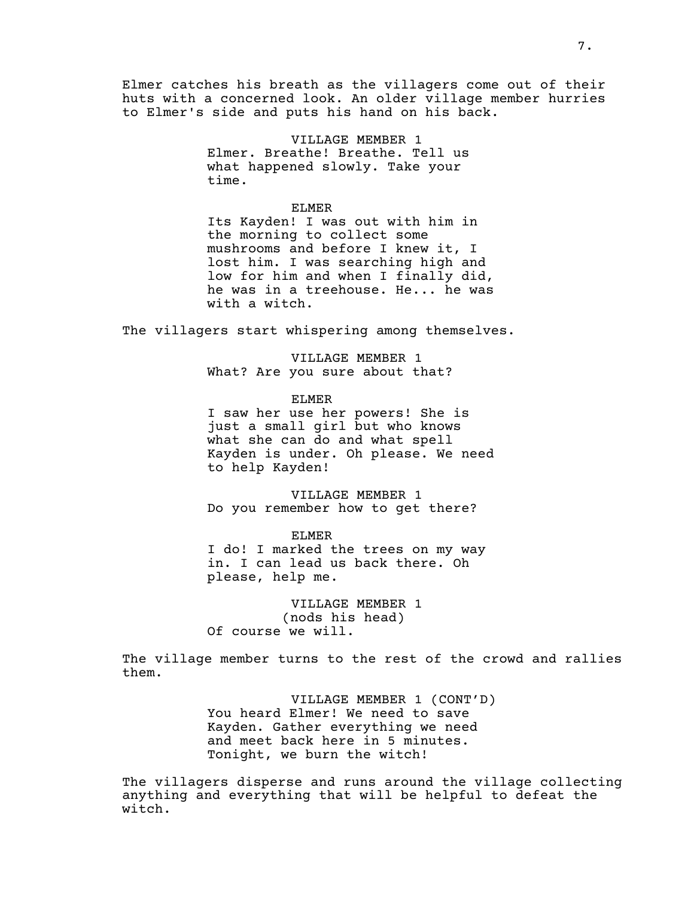Elmer catches his breath as the villagers come out of their huts with a concerned look. An older village member hurries to Elmer's side and puts his hand on his back.

VILLAGE MEMBER 1
Elmer. Breathe! Breathe. Tell us what happened slowly. Take your time.

ELMER
Its Kayden! I was out with him in the morning to collect some mushrooms and before I knew it, I lost him. I was searching high and low for him and when I finally did, he was in a treehouse. He... he was with a witch.

The villagers start whispering among themselves.

VILLAGE MEMBER 1
What? Are you sure about that?

ELMER
I saw her use her powers! She is just a small girl but who knows what she can do and what spell Kayden is under. Oh please. We need to help Kayden!

VILLAGE MEMBER 1
Do you remember how to get there?

ELMER
I do! I marked the trees on my way in. I can lead us back there. Oh please, help me.

VILLAGE MEMBER 1
(nods his head)
Of course we will.

The village member turns to the rest of the crowd and rallies them.

VILLAGE MEMBER 1 (CONT'D)
You heard Elmer! We need to save Kayden. Gather everything we need and meet back here in 5 minutes. Tonight, we burn the witch!

The villagers disperse and runs around the village collecting anything and everything that will be helpful to defeat the witch.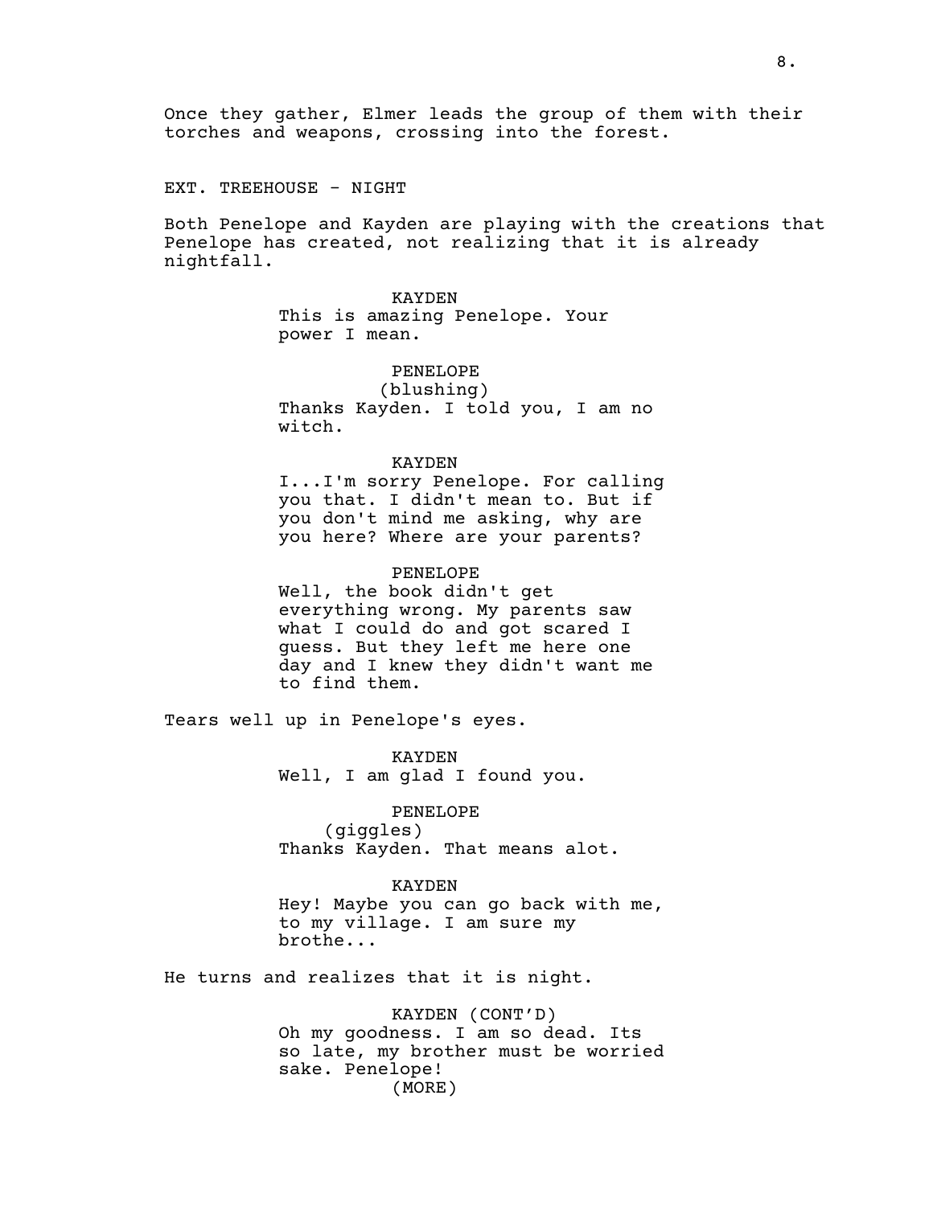Once they gather, Elmer leads the group of them with their torches and weapons, crossing into the forest.

EXT. TREEHOUSE - NIGHT

Both Penelope and Kayden are playing with the creations that Penelope has created, not realizing that it is already nightfall.

KAYDEN
This is amazing Penelope. Your power I mean.

PENELOPE
(blushing)
Thanks Kayden. I told you, I am no witch.

KAYDEN
I...I'm sorry Penelope. For calling you that. I didn't mean to. But if you don't mind me asking, why are you here? Where are your parents?

PENELOPE
Well, the book didn't get everything wrong. My parents saw what I could do and got scared I guess. But they left me here one day and I knew they didn't want me to find them.

Tears well up in Penelope's eyes.

KAYDEN
Well, I am glad I found you.

PENELOPE
(giggles)
Thanks Kayden. That means alot.

KAYDEN
Hey! Maybe you can go back with me, to my village. I am sure my brothe...

He turns and realizes that it is night.

KAYDEN (CONT'D)
Oh my goodness. I am so dead. Its so late, my brother must be worried sake. Penelope!
(MORE)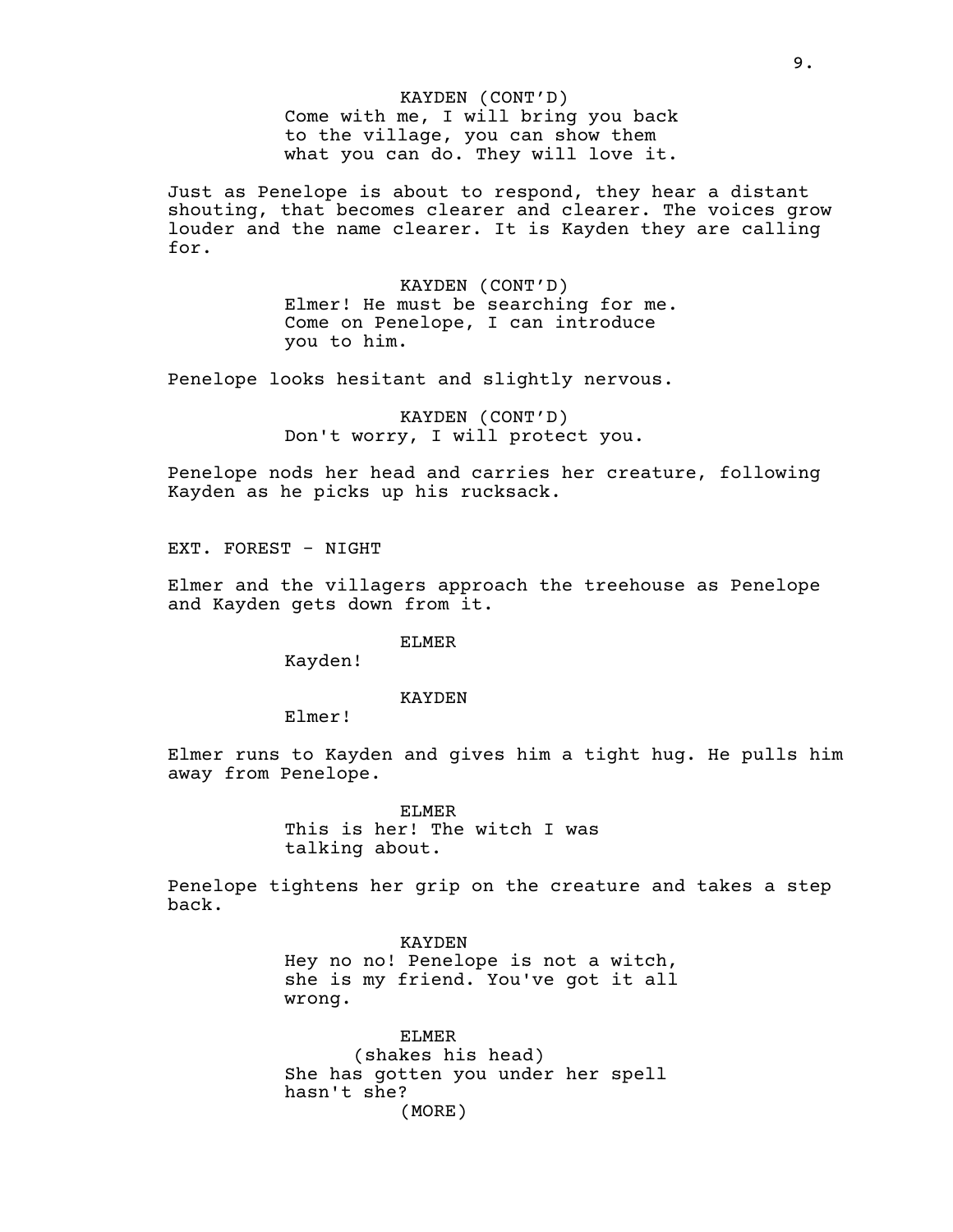KAYDEN (CONT'D)
Come with me, I will bring you back to the village, you can show them what you can do. They will love it.

Just as Penelope is about to respond, they hear a distant shouting, that becomes clearer and clearer. The voices grow louder and the name clearer. It is Kayden they are calling for.

KAYDEN (CONT'D)
Elmer! He must be searching for me. Come on Penelope, I can introduce you to him.

Penelope looks hesitant and slightly nervous.

KAYDEN (CONT'D)
Don't worry, I will protect you.

Penelope nods her head and carries her creature, following Kayden as he picks up his rucksack.

EXT. FOREST - NIGHT

Elmer and the villagers approach the treehouse as Penelope and Kayden gets down from it.

ELMER
Kayden!

KAYDEN
Elmer!

Elmer runs to Kayden and gives him a tight hug. He pulls him away from Penelope.

ELMER
This is her! The witch I was talking about.

Penelope tightens her grip on the creature and takes a step back.

KAYDEN
Hey no no! Penelope is not a witch, she is my friend. You've got it all wrong.

ELMER
(shakes his head)
She has gotten you under her spell hasn't she?
(MORE)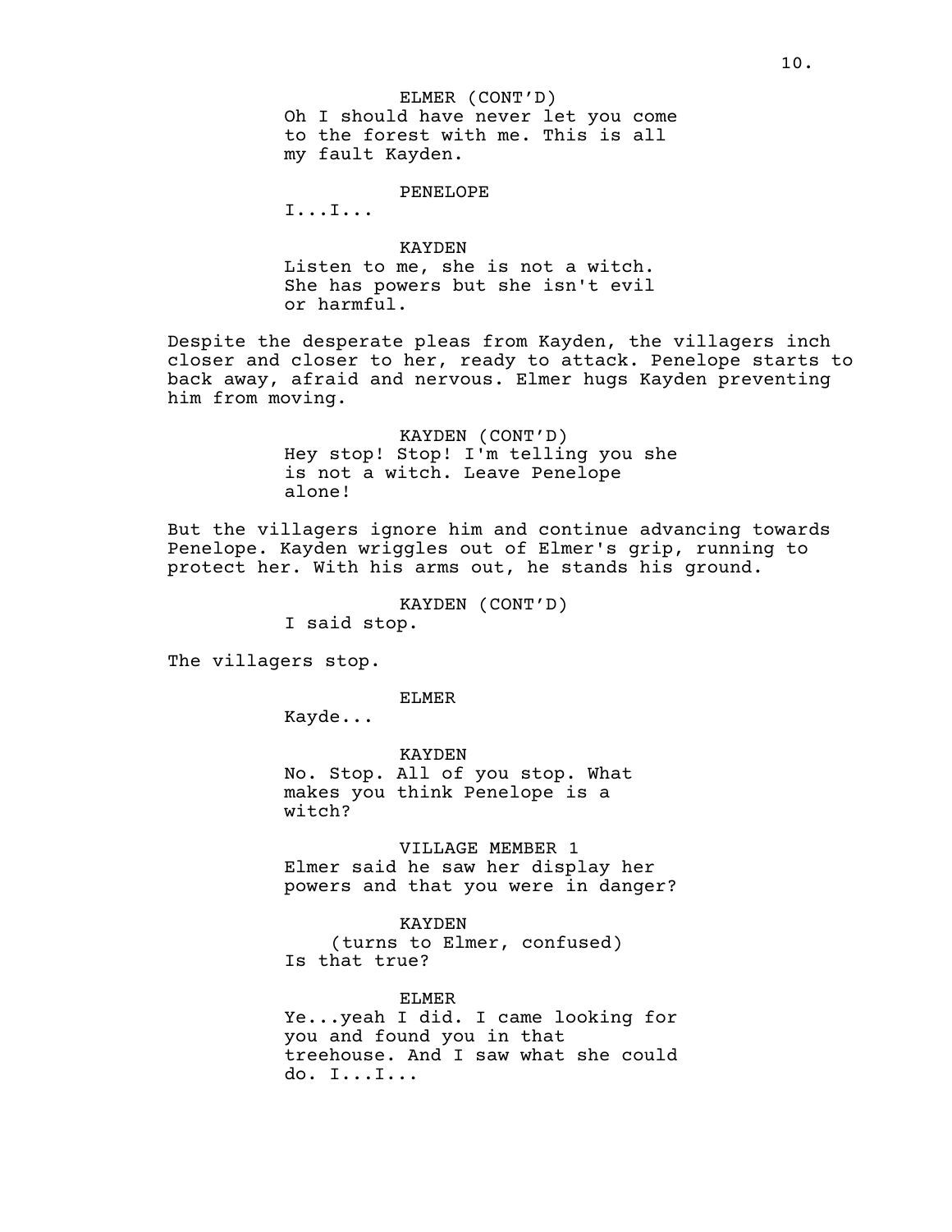ELMER (CONT'D)
Oh I should have never let you come to the forest with me. This is all my fault Kayden.

PENELOPE
I...I...

KAYDEN
Listen to me, she is not a witch. She has powers but she isn't evil or harmful.

Despite the desperate pleas from Kayden, the villagers inch closer and closer to her, ready to attack. Penelope starts to back away, afraid and nervous. Elmer hugs Kayden preventing him from moving.

KAYDEN (CONT'D)
Hey stop! Stop! I'm telling you she is not a witch. Leave Penelope alone!

But the villagers ignore him and continue advancing towards Penelope. Kayden wriggles out of Elmer's grip, running to protect her. With his arms out, he stands his ground.

KAYDEN (CONT'D)
I said stop.

The villagers stop.

ELMER
Kayde...

KAYDEN
No. Stop. All of you stop. What makes you think Penelope is a witch?

VILLAGE MEMBER 1
Elmer said he saw her display her powers and that you were in danger?

KAYDEN
(turns to Elmer, confused)
Is that true?

ELMER
Ye...yeah I did. I came looking for you and found you in that treehouse. And I saw what she could do. I...I...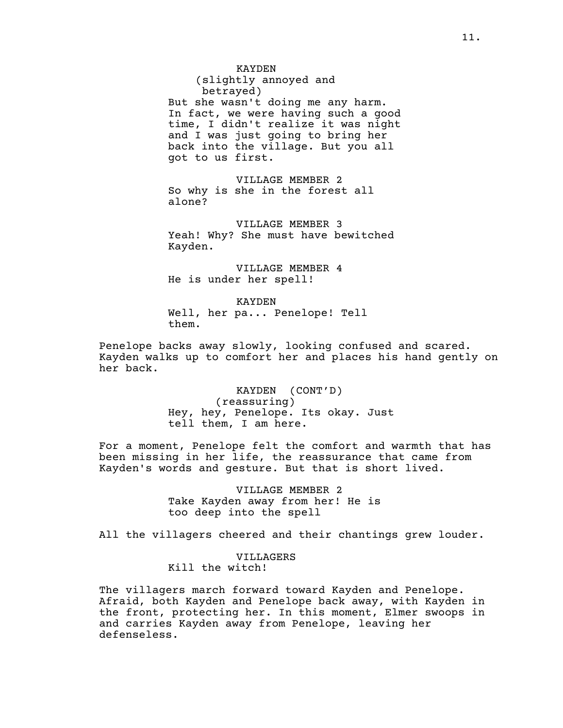KAYDEN
(slightly annoyed and betrayed)
But she wasn't doing me any harm. In fact, we were having such a good time, I didn't realize it was night and I was just going to bring her back into the village. But you all got to us first.

VILLAGE MEMBER 2
So why is she in the forest all alone?

VILLAGE MEMBER 3
Yeah! Why? She must have bewitched Kayden.

VILLAGE MEMBER 4
He is under her spell!

KAYDEN
Well, her pa... Penelope! Tell them.

Penelope backs away slowly, looking confused and scared. Kayden walks up to comfort her and places his hand gently on her back.

KAYDEN (CONT'D)
(reassuring)
Hey, hey, Penelope. Its okay. Just tell them, I am here.

For a moment, Penelope felt the comfort and warmth that has been missing in her life, the reassurance that came from Kayden's words and gesture. But that is short lived.

VILLAGE MEMBER 2
Take Kayden away from her! He is too deep into the spell

All the villagers cheered and their chantings grew louder.

VILLAGERS
Kill the witch!

The villagers march forward toward Kayden and Penelope. Afraid, both Kayden and Penelope back away, with Kayden in the front, protecting her. In this moment, Elmer swoops in and carries Kayden away from Penelope, leaving her defenseless.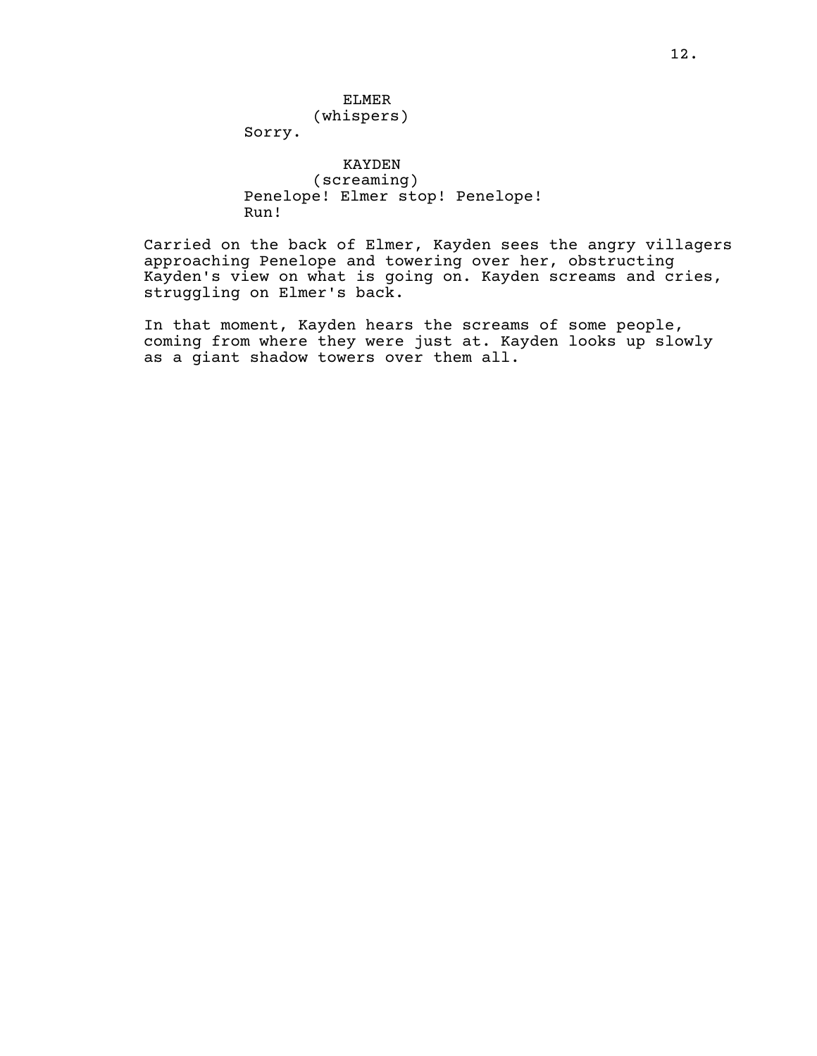ELMER
(whispers)
Sorry.

KAYDEN
(screaming)
Penelope! Elmer stop! Penelope!
Run!

Carried on the back of Elmer, Kayden sees the angry villagers approaching Penelope and towering over her, obstructing Kayden's view on what is going on. Kayden screams and cries, struggling on Elmer's back.

In that moment, Kayden hears the screams of some people, coming from where they were just at. Kayden looks up slowly as a giant shadow towers over them all.